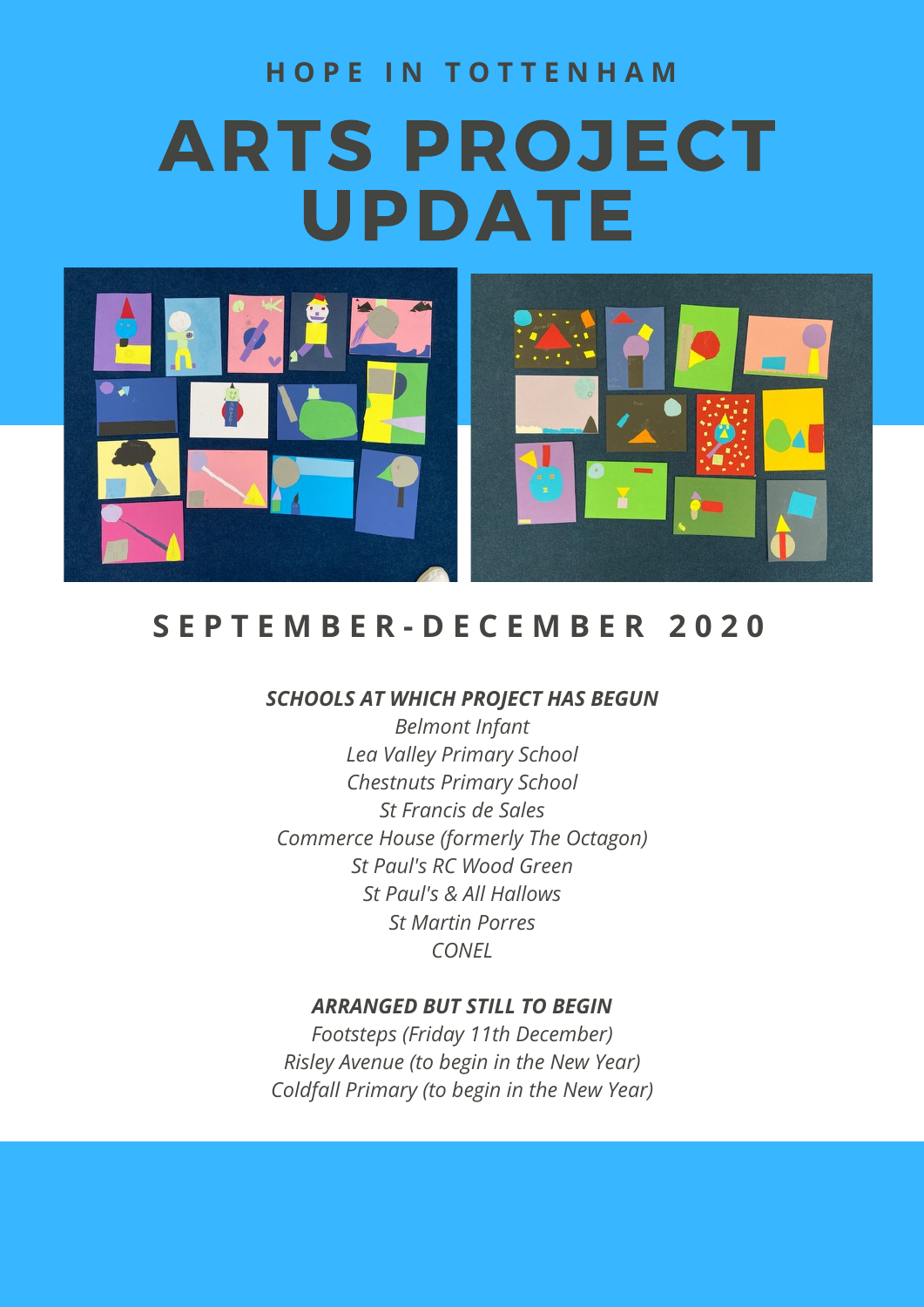HOPE IN TOTTENHAM

# ARTS PROJECT UPDATE

## SEPTEMBER-DECEMBER 2020

***SCHOOLS AT WHICH PROJECT HAS BEGUN***

*Belmont Infant*
*Lea Valley Primary School*
*Chestnuts Primary School*
*St Francis de Sales*
*Commerce House (formerly The Octagon)*
*St Paul's RC Wood Green*
*St Paul's & All Hallows*
*St Martin Porres*
*CONEL*

***ARRANGED BUT STILL TO BEGIN***

*Footsteps (Friday 11th December)*
*Risley Avenue (to begin in the New Year)*
*Coldfall Primary (to begin in the New Year)*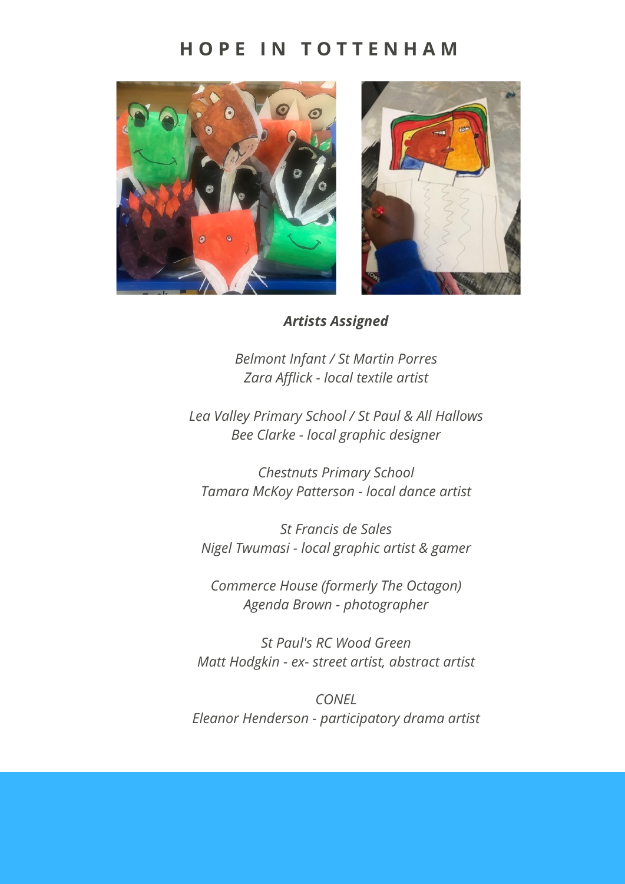# HOPE IN TOTTENHAM

***Artists Assigned***

*Belmont Infant / St Martin Porres*
*Zara Afflick - local textile artist*

*Lea Valley Primary School / St Paul & All Hallows*
*Bee Clarke - local graphic designer*

*Chestnuts Primary School*
*Tamara McKoy Patterson - local dance artist*

*St Francis de Sales*
*Nigel Twumasi - local graphic artist & gamer*

*Commerce House (formerly The Octagon)*
*Agenda Brown - photographer*

*St Paul's RC Wood Green*
*Matt Hodgkin - ex- street artist, abstract artist*

*CONEL*
*Eleanor Henderson - participatory drama artist*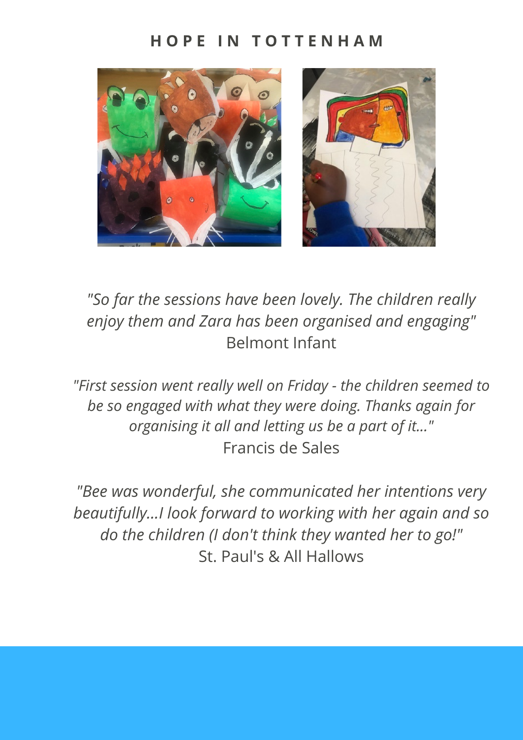# HOPE IN TOTTENHAM

*"So far the sessions have been lovely. The children really enjoy them and Zara has been organised and engaging"*
Belmont Infant

*"First session went really well on Friday - the children seemed to be so engaged with what they were doing. Thanks again for organising it all and letting us be a part of it..."*
Francis de Sales

*"Bee was wonderful, she communicated her intentions very beautifully...I look forward to working with her again and so do the children (I don't think they wanted her to go!"*
St. Paul's & All Hallows